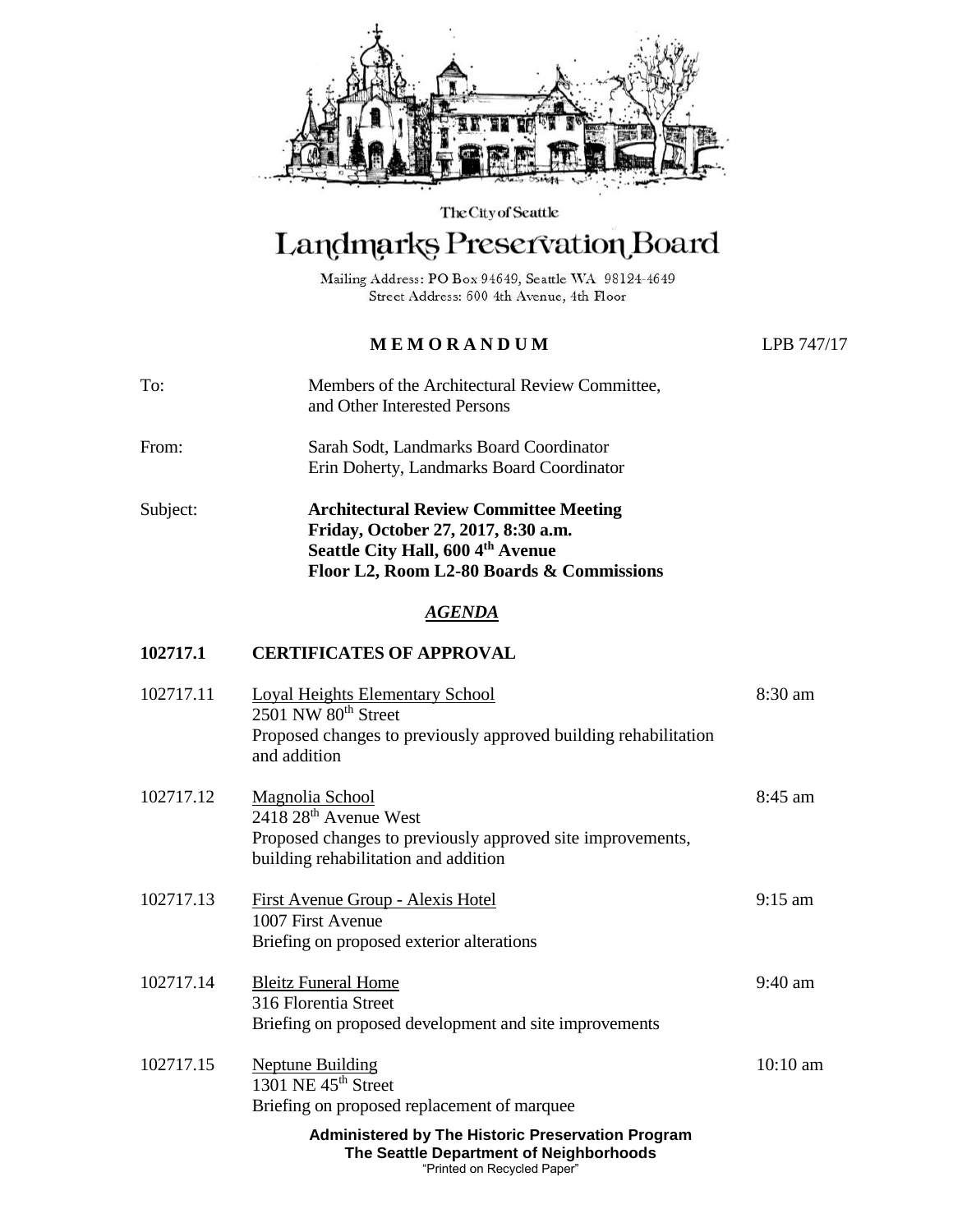The City of Seattle

# Landmarks Preservation Board

Mailing Address: PO Box 94649, Seattle WA 98124-4649
Street Address: 600 4th Avenue, 4th Floor

**MEMORANDUM** LPB 747/17

To: Members of the Architectural Review Committee, and Other Interested Persons

From: Sarah Sodt, Landmarks Board Coordinator
Erin Doherty, Landmarks Board Coordinator

Subject: **Architectural Review Committee Meeting**
**Friday, October 27, 2017, 8:30 a.m.**
**Seattle City Hall, 600 4th Avenue**
**Floor L2, Room L2-80 Boards & Commissions**

## *AGENDA*

### 102717.1 CERTIFICATES OF APPROVAL

102717.11 Loyal Heights Elementary School — 8:30 am
2501 NW 80th Street
Proposed changes to previously approved building rehabilitation and addition

102717.12 Magnolia School — 8:45 am
2418 28th Avenue West
Proposed changes to previously approved site improvements, building rehabilitation and addition

102717.13 First Avenue Group - Alexis Hotel — 9:15 am
1007 First Avenue
Briefing on proposed exterior alterations

102717.14 Bleitz Funeral Home — 9:40 am
316 Florentia Street
Briefing on proposed development and site improvements

102717.15 Neptune Building — 10:10 am
1301 NE 45th Street
Briefing on proposed replacement of marquee

**Administered by The Historic Preservation Program**
**The Seattle Department of Neighborhoods**
"Printed on Recycled Paper"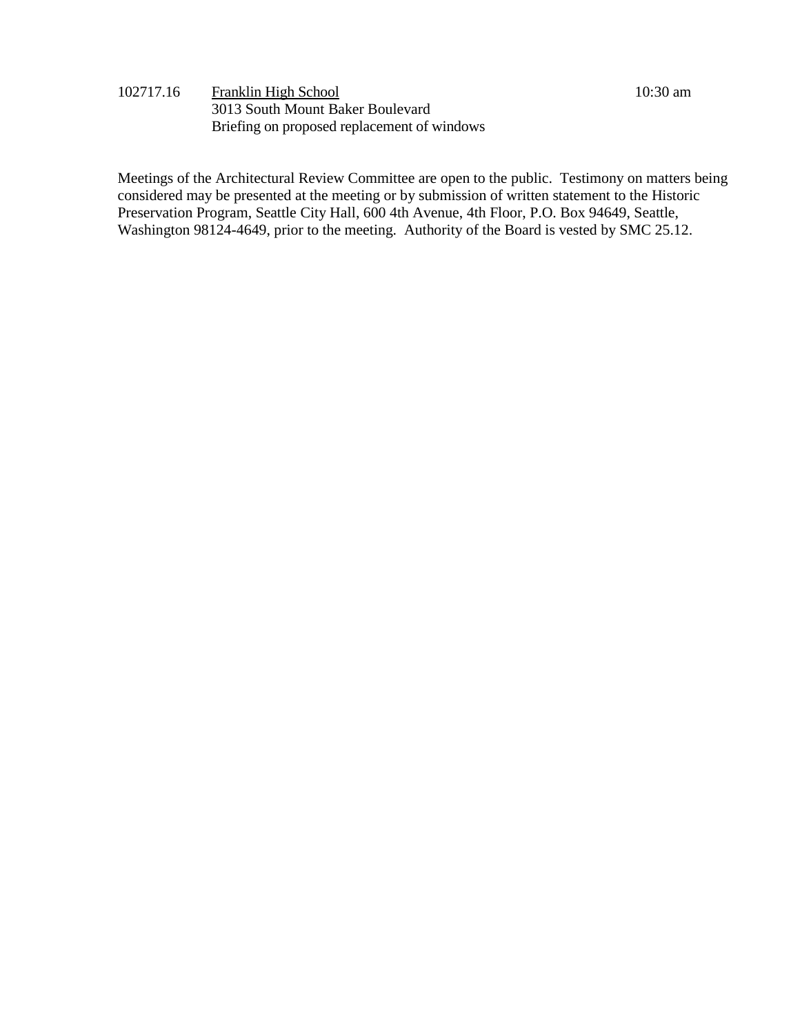102717.16 <u>Franklin High School</u> 10:30 am
3013 South Mount Baker Boulevard
Briefing on proposed replacement of windows

Meetings of the Architectural Review Committee are open to the public. Testimony on matters being considered may be presented at the meeting or by submission of written statement to the Historic Preservation Program, Seattle City Hall, 600 4th Avenue, 4th Floor, P.O. Box 94649, Seattle, Washington 98124-4649, prior to the meeting. Authority of the Board is vested by SMC 25.12.